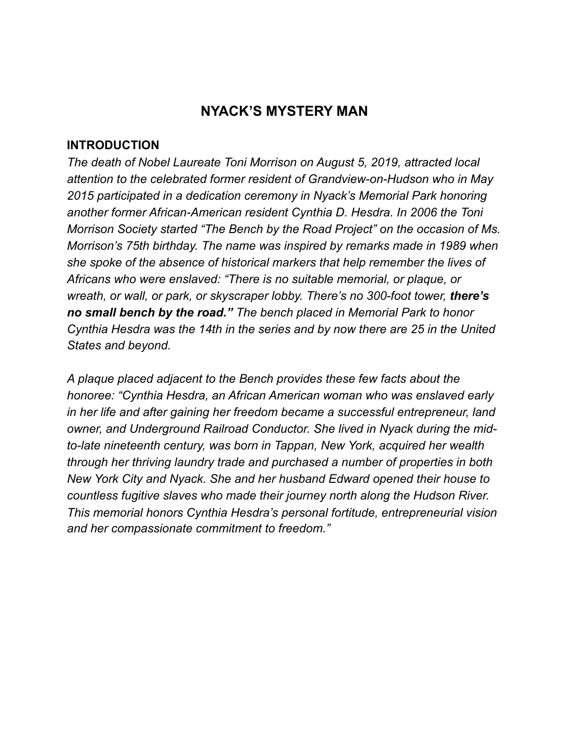# NYACK'S MYSTERY MAN

## INTRODUCTION

*The death of Nobel Laureate Toni Morrison on August 5, 2019, attracted local attention to the celebrated former resident of Grandview-on-Hudson who in May 2015 participated in a dedication ceremony in Nyack's Memorial Park honoring another former African-American resident Cynthia D. Hesdra. In 2006 the Toni Morrison Society started "The Bench by the Road Project" on the occasion of Ms. Morrison's 75th birthday. The name was inspired by remarks made in 1989 when she spoke of the absence of historical markers that help remember the lives of Africans who were enslaved: "There is no suitable memorial, or plaque, or wreath, or wall, or park, or skyscraper lobby. There's no 300-foot tower,* ***there's no small bench by the road."*** *The bench placed in Memorial Park to honor Cynthia Hesdra was the 14th in the series and by now there are 25 in the United States and beyond.*

*A plaque placed adjacent to the Bench provides these few facts about the honoree: "Cynthia Hesdra, an African American woman who was enslaved early in her life and after gaining her freedom became a successful entrepreneur, land owner, and Underground Railroad Conductor. She lived in Nyack during the mid-to-late nineteenth century, was born in Tappan, New York, acquired her wealth through her thriving laundry trade and purchased a number of properties in both New York City and Nyack. She and her husband Edward opened their house to countless fugitive slaves who made their journey north along the Hudson River. This memorial honors Cynthia Hesdra's personal fortitude, entrepreneurial vision and her compassionate commitment to freedom."*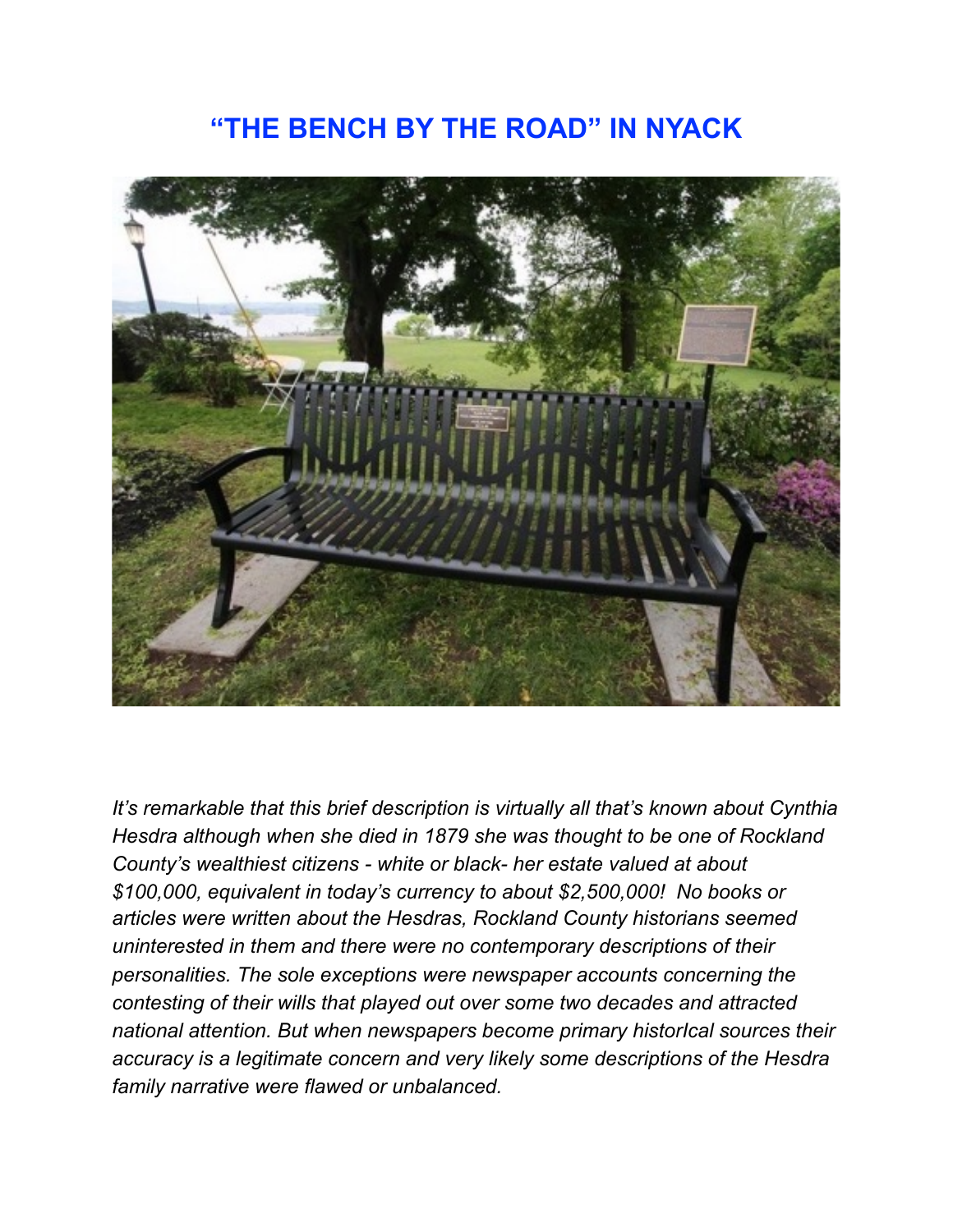# "THE BENCH BY THE ROAD" IN NYACK

*It's remarkable that this brief description is virtually all that's known about Cynthia Hesdra although when she died in 1879 she was thought to be one of Rockland County's wealthiest citizens - white or black- her estate valued at about $100,000, equivalent in today's currency to about $2,500,000! No books or articles were written about the Hesdras, Rockland County historians seemed uninterested in them and there were no contemporary descriptions of their personalities. The sole exceptions were newspaper accounts concerning the contesting of their wills that played out over some two decades and attracted national attention. But when newspapers become primary historIcal sources their accuracy is a legitimate concern and very likely some descriptions of the Hesdra family narrative were flawed or unbalanced.*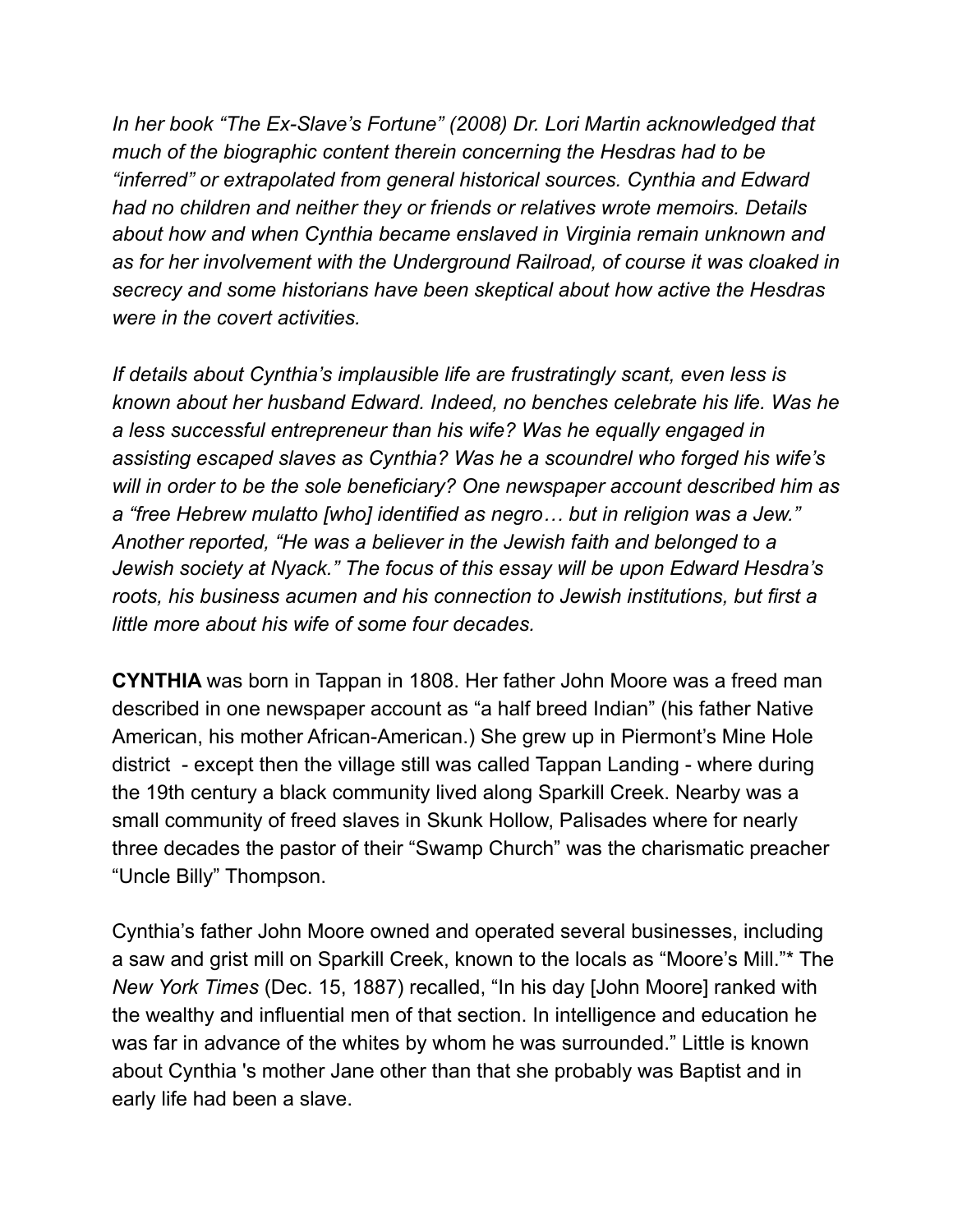*In her book "The Ex-Slave's Fortune" (2008) Dr. Lori Martin acknowledged that much of the biographic content therein concerning the Hesdras had to be "inferred" or extrapolated from general historical sources. Cynthia and Edward had no children and neither they or friends or relatives wrote memoirs. Details about how and when Cynthia became enslaved in Virginia remain unknown and as for her involvement with the Underground Railroad, of course it was cloaked in secrecy and some historians have been skeptical about how active the Hesdras were in the covert activities.*

*If details about Cynthia's implausible life are frustratingly scant, even less is known about her husband Edward. Indeed, no benches celebrate his life. Was he a less successful entrepreneur than his wife? Was he equally engaged in assisting escaped slaves as Cynthia? Was he a scoundrel who forged his wife's will in order to be the sole beneficiary? One newspaper account described him as a "free Hebrew mulatto [who] identified as negro… but in religion was a Jew." Another reported, "He was a believer in the Jewish faith and belonged to a Jewish society at Nyack." The focus of this essay will be upon Edward Hesdra's roots, his business acumen and his connection to Jewish institutions, but first a little more about his wife of some four decades.*

**CYNTHIA** was born in Tappan in 1808. Her father John Moore was a freed man described in one newspaper account as "a half breed Indian" (his father Native American, his mother African-American.) She grew up in Piermont's Mine Hole district - except then the village still was called Tappan Landing - where during the 19th century a black community lived along Sparkill Creek. Nearby was a small community of freed slaves in Skunk Hollow, Palisades where for nearly three decades the pastor of their "Swamp Church" was the charismatic preacher "Uncle Billy" Thompson.

Cynthia's father John Moore owned and operated several businesses, including a saw and grist mill on Sparkill Creek, known to the locals as "Moore's Mill."* The *New York Times* (Dec. 15, 1887) recalled, "In his day [John Moore] ranked with the wealthy and influential men of that section. In intelligence and education he was far in advance of the whites by whom he was surrounded." Little is known about Cynthia 's mother Jane other than that she probably was Baptist and in early life had been a slave.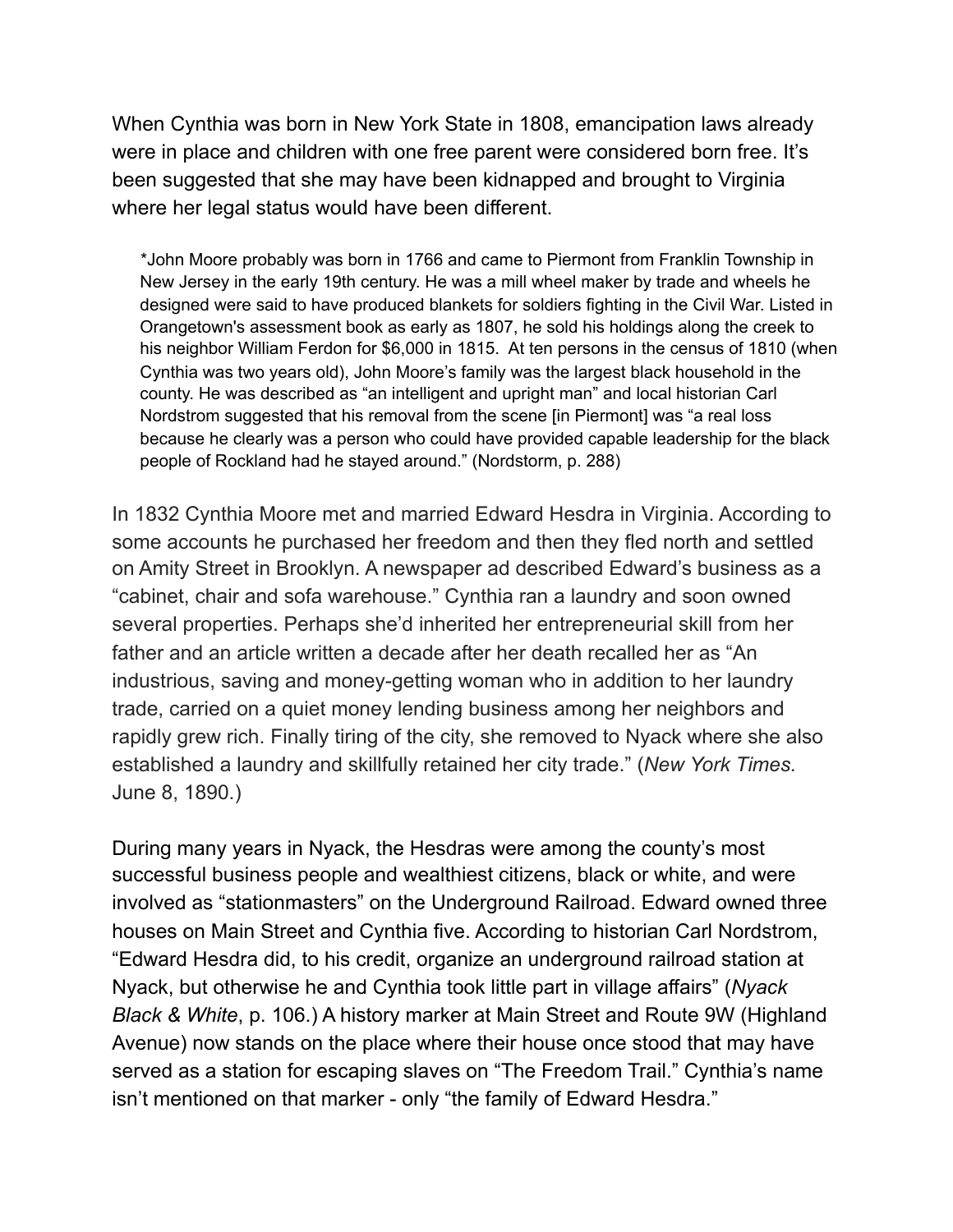When Cynthia was born in New York State in 1808, emancipation laws already were in place and children with one free parent were considered born free. It's been suggested that she may have been kidnapped and brought to Virginia where her legal status would have been different.

> *John Moore probably was born in 1766 and came to Piermont from Franklin Township in New Jersey in the early 19th century. He was a mill wheel maker by trade and wheels he designed were said to have produced blankets for soldiers fighting in the Civil War. Listed in Orangetown's assessment book as early as 1807, he sold his holdings along the creek to his neighbor William Ferdon for $6,000 in 1815. At ten persons in the census of 1810 (when Cynthia was two years old), John Moore's family was the largest black household in the county. He was described as "an intelligent and upright man" and local historian Carl Nordstrom suggested that his removal from the scene [in Piermont] was "a real loss because he clearly was a person who could have provided capable leadership for the black people of Rockland had he stayed around." (Nordstorm, p. 288)

In 1832 Cynthia Moore met and married Edward Hesdra in Virginia. According to some accounts he purchased her freedom and then they fled north and settled on Amity Street in Brooklyn. A newspaper ad described Edward's business as a "cabinet, chair and sofa warehouse." Cynthia ran a laundry and soon owned several properties. Perhaps she'd inherited her entrepreneurial skill from her father and an article written a decade after her death recalled her as "An industrious, saving and money-getting woman who in addition to her laundry trade, carried on a quiet money lending business among her neighbors and rapidly grew rich. Finally tiring of the city, she removed to Nyack where she also established a laundry and skillfully retained her city trade." (*New York Times.* June 8, 1890.)

During many years in Nyack, the Hesdras were among the county's most successful business people and wealthiest citizens, black or white, and were involved as "stationmasters" on the Underground Railroad. Edward owned three houses on Main Street and Cynthia five. According to historian Carl Nordstrom, "Edward Hesdra did, to his credit, organize an underground railroad station at Nyack, but otherwise he and Cynthia took little part in village affairs" (*Nyack Black & White*, p. 106.) A history marker at Main Street and Route 9W (Highland Avenue) now stands on the place where their house once stood that may have served as a station for escaping slaves on "The Freedom Trail." Cynthia's name isn't mentioned on that marker - only "the family of Edward Hesdra."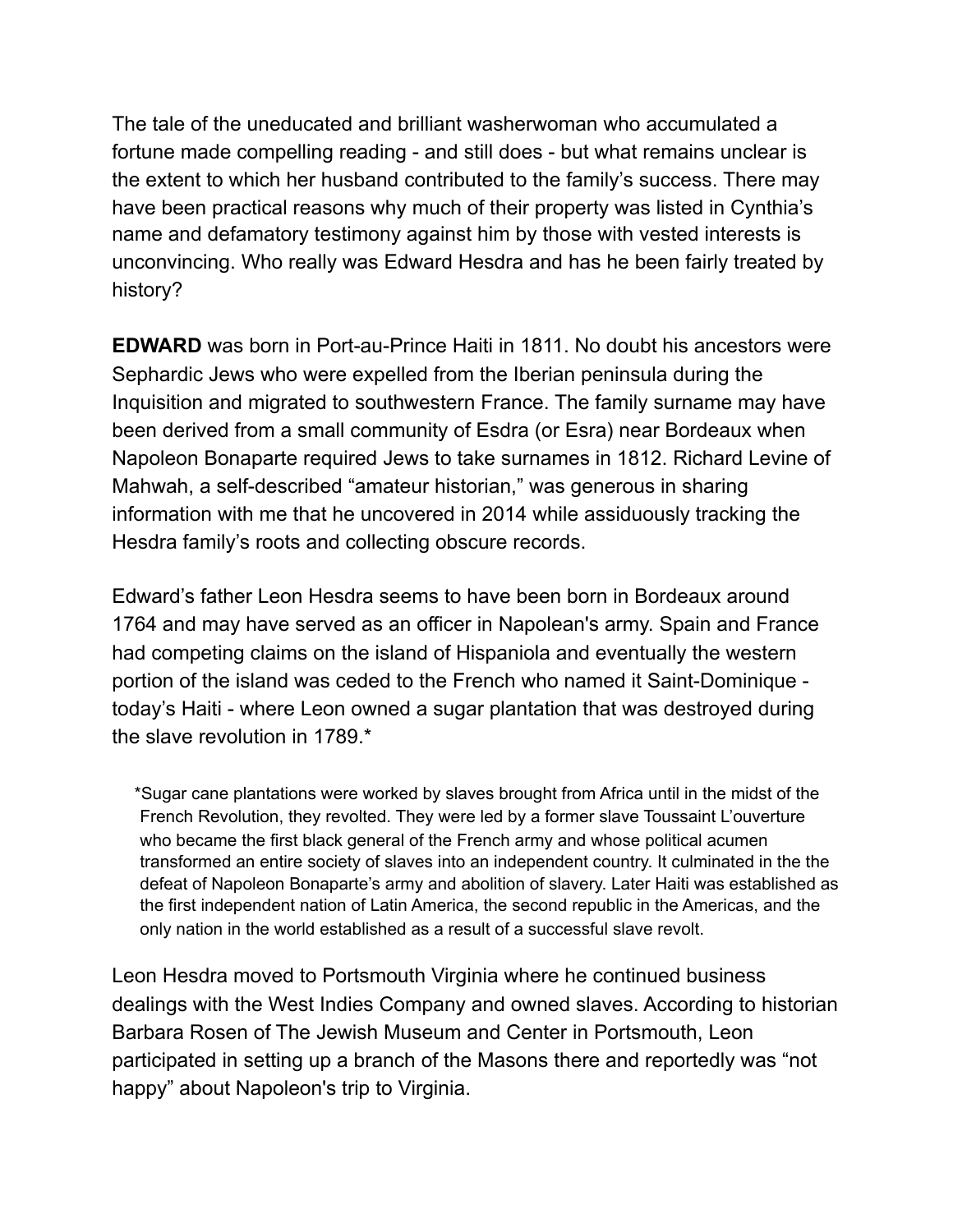The tale of the uneducated and brilliant washerwoman who accumulated a fortune made compelling reading - and still does - but what remains unclear is the extent to which her husband contributed to the family's success. There may have been practical reasons why much of their property was listed in Cynthia's name and defamatory testimony against him by those with vested interests is unconvincing. Who really was Edward Hesdra and has he been fairly treated by history?

**EDWARD** was born in Port-au-Prince Haiti in 1811. No doubt his ancestors were Sephardic Jews who were expelled from the Iberian peninsula during the Inquisition and migrated to southwestern France. The family surname may have been derived from a small community of Esdra (or Esra) near Bordeaux when Napoleon Bonaparte required Jews to take surnames in 1812. Richard Levine of Mahwah, a self-described "amateur historian," was generous in sharing information with me that he uncovered in 2014 while assiduously tracking the Hesdra family's roots and collecting obscure records.

Edward's father Leon Hesdra seems to have been born in Bordeaux around 1764 and may have served as an officer in Napolean's army. Spain and France had competing claims on the island of Hispaniola and eventually the western portion of the island was ceded to the French who named it Saint-Dominique - today's Haiti - where Leon owned a sugar plantation that was destroyed during the slave revolution in 1789.*

*Sugar cane plantations were worked by slaves brought from Africa until in the midst of the French Revolution, they revolted. They were led by a former slave Toussaint L'ouverture who became the first black general of the French army and whose political acumen transformed an entire society of slaves into an independent country. It culminated in the the defeat of Napoleon Bonaparte's army and abolition of slavery. Later Haiti was established as the first independent nation of Latin America, the second republic in the Americas, and the only nation in the world established as a result of a successful slave revolt.

Leon Hesdra moved to Portsmouth Virginia where he continued business dealings with the West Indies Company and owned slaves. According to historian Barbara Rosen of The Jewish Museum and Center in Portsmouth, Leon participated in setting up a branch of the Masons there and reportedly was "not happy" about Napoleon's trip to Virginia.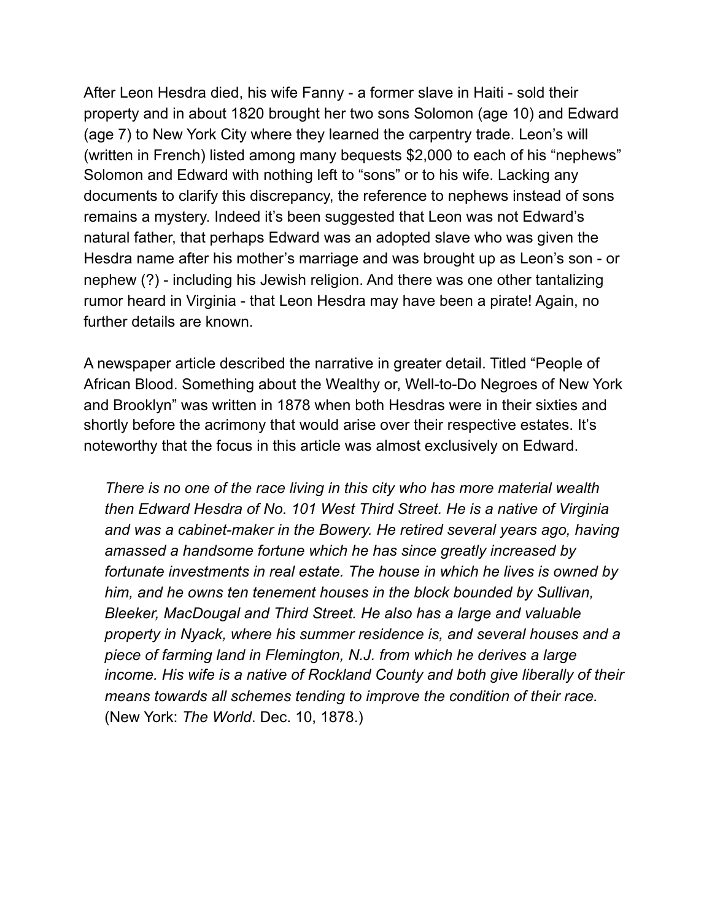After Leon Hesdra died, his wife Fanny - a former slave in Haiti - sold their property and in about 1820 brought her two sons Solomon (age 10) and Edward (age 7) to New York City where they learned the carpentry trade. Leon's will (written in French) listed among many bequests $2,000 to each of his "nephews" Solomon and Edward with nothing left to "sons" or to his wife. Lacking any documents to clarify this discrepancy, the reference to nephews instead of sons remains a mystery. Indeed it's been suggested that Leon was not Edward's natural father, that perhaps Edward was an adopted slave who was given the Hesdra name after his mother's marriage and was brought up as Leon's son - or nephew (?) - including his Jewish religion. And there was one other tantalizing rumor heard in Virginia - that Leon Hesdra may have been a pirate! Again, no further details are known.

A newspaper article described the narrative in greater detail. Titled "People of African Blood. Something about the Wealthy or, Well-to-Do Negroes of New York and Brooklyn" was written in 1878 when both Hesdras were in their sixties and shortly before the acrimony that would arise over their respective estates. It's noteworthy that the focus in this article was almost exclusively on Edward.

> *There is no one of the race living in this city who has more material wealth then Edward Hesdra of No. 101 West Third Street. He is a native of Virginia and was a cabinet-maker in the Bowery. He retired several years ago, having amassed a handsome fortune which he has since greatly increased by fortunate investments in real estate. The house in which he lives is owned by him, and he owns ten tenement houses in the block bounded by Sullivan, Bleeker, MacDougal and Third Street. He also has a large and valuable property in Nyack, where his summer residence is, and several houses and a piece of farming land in Flemington, N.J. from which he derives a large income. His wife is a native of Rockland County and both give liberally of their means towards all schemes tending to improve the condition of their race.* (New York: *The World*. Dec. 10, 1878.)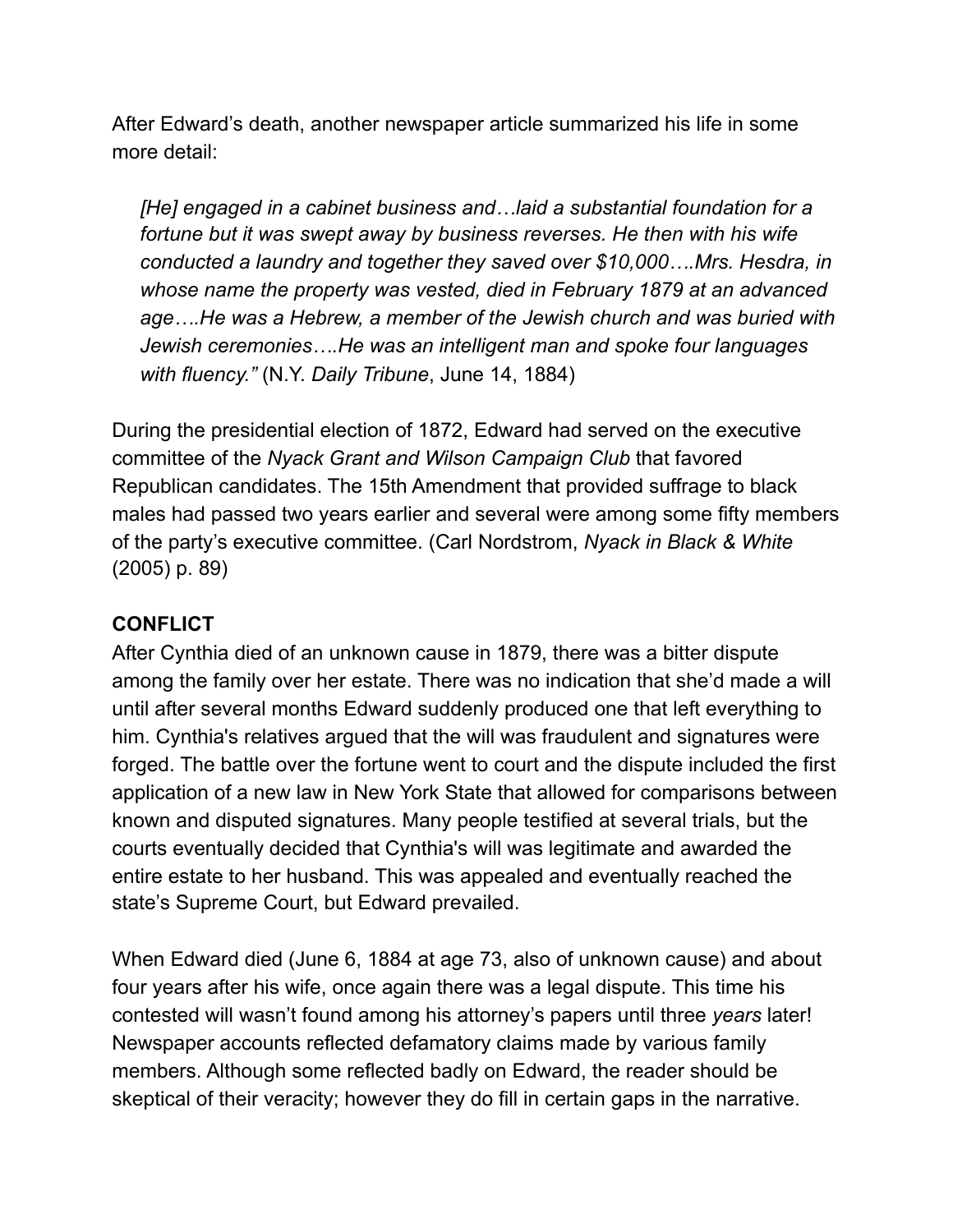After Edward's death, another newspaper article summarized his life in some more detail:

> *[He] engaged in a cabinet business and…laid a substantial foundation for a fortune but it was swept away by business reverses. He then with his wife conducted a laundry and together they saved over $10,000….Mrs. Hesdra, in whose name the property was vested, died in February 1879 at an advanced age….He was a Hebrew, a member of the Jewish church and was buried with Jewish ceremonies….He was an intelligent man and spoke four languages with fluency."* (N.Y. *Daily Tribune*, June 14, 1884)

During the presidential election of 1872, Edward had served on the executive committee of the *Nyack Grant and Wilson Campaign Club* that favored Republican candidates. The 15th Amendment that provided suffrage to black males had passed two years earlier and several were among some fifty members of the party's executive committee. (Carl Nordstrom, *Nyack in Black & White* (2005) p. 89)

**CONFLICT**

After Cynthia died of an unknown cause in 1879, there was a bitter dispute among the family over her estate. There was no indication that she'd made a will until after several months Edward suddenly produced one that left everything to him. Cynthia's relatives argued that the will was fraudulent and signatures were forged. The battle over the fortune went to court and the dispute included the first application of a new law in New York State that allowed for comparisons between known and disputed signatures. Many people testified at several trials, but the courts eventually decided that Cynthia's will was legitimate and awarded the entire estate to her husband. This was appealed and eventually reached the state's Supreme Court, but Edward prevailed.

When Edward died (June 6, 1884 at age 73, also of unknown cause) and about four years after his wife, once again there was a legal dispute. This time his contested will wasn't found among his attorney's papers until three *years* later! Newspaper accounts reflected defamatory claims made by various family members. Although some reflected badly on Edward, the reader should be skeptical of their veracity; however they do fill in certain gaps in the narrative.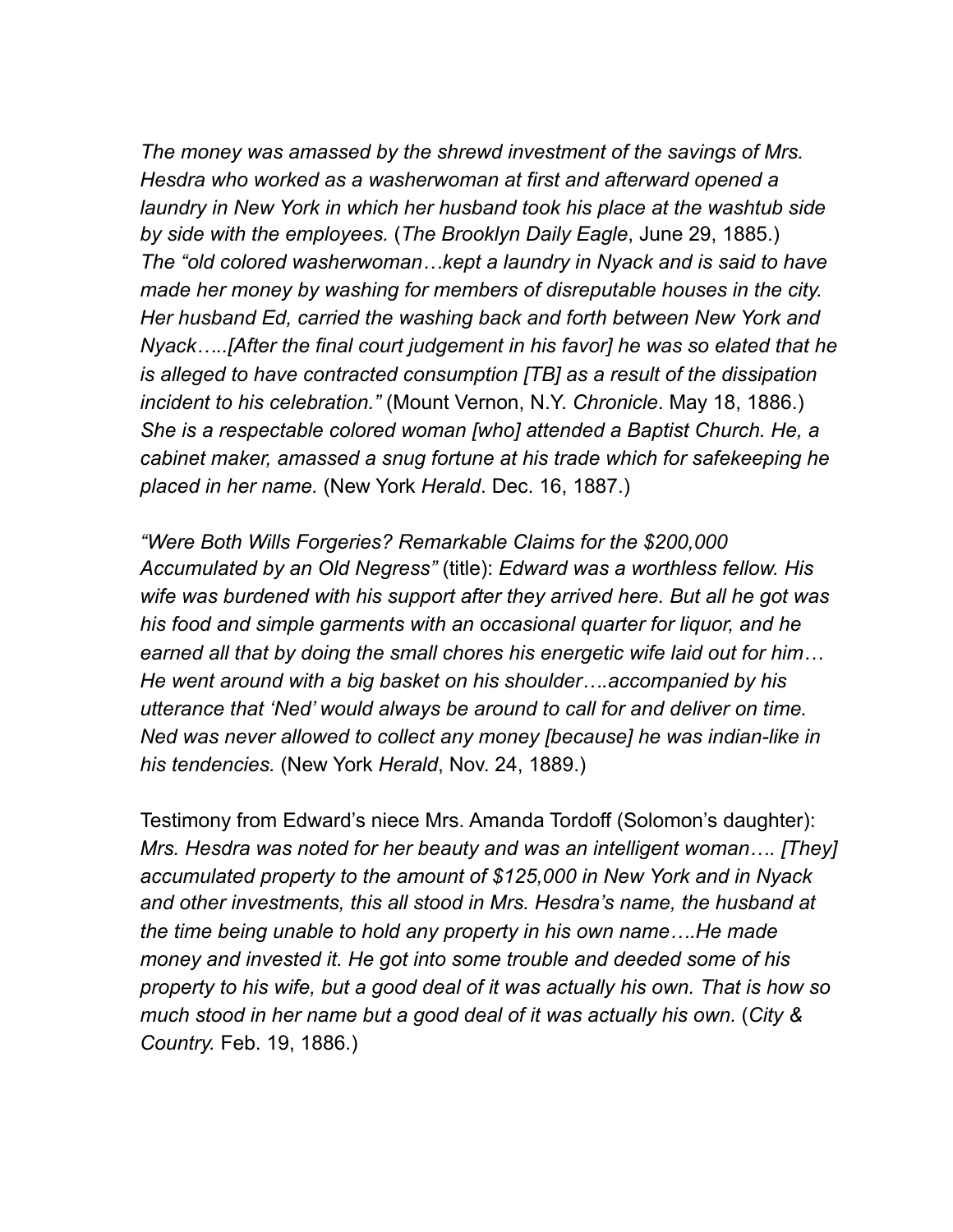*The money was amassed by the shrewd investment of the savings of Mrs. Hesdra who worked as a washerwoman at first and afterward opened a laundry in New York in which her husband took his place at the washtub side by side with the employees.* (*The Brooklyn Daily Eagle*, June 29, 1885.) *The "old colored washerwoman…kept a laundry in Nyack and is said to have made her money by washing for members of disreputable houses in the city. Her husband Ed, carried the washing back and forth between New York and Nyack…..[After the final court judgement in his favor] he was so elated that he is alleged to have contracted consumption [TB] as a result of the dissipation incident to his celebration."* (Mount Vernon, N.Y. *Chronicle*. May 18, 1886.) *She is a respectable colored woman [who] attended a Baptist Church. He, a cabinet maker, amassed a snug fortune at his trade which for safekeeping he placed in her name.* (New York *Herald*. Dec. 16, 1887.)

*"Were Both Wills Forgeries? Remarkable Claims for the $200,000 Accumulated by an Old Negress"* (title): *Edward was a worthless fellow. His wife was burdened with his support after they arrived here. But all he got was his food and simple garments with an occasional quarter for liquor, and he earned all that by doing the small chores his energetic wife laid out for him… He went around with a big basket on his shoulder….accompanied by his utterance that 'Ned' would always be around to call for and deliver on time. Ned was never allowed to collect any money [because] he was indian-like in his tendencies.* (New York *Herald*, Nov. 24, 1889.)

Testimony from Edward's niece Mrs. Amanda Tordoff (Solomon's daughter): *Mrs. Hesdra was noted for her beauty and was an intelligent woman…. [They] accumulated property to the amount of $125,000 in New York and in Nyack and other investments, this all stood in Mrs. Hesdra's name, the husband at the time being unable to hold any property in his own name….He made money and invested it. He got into some trouble and deeded some of his property to his wife, but a good deal of it was actually his own. That is how so much stood in her name but a good deal of it was actually his own.* (*City & Country.* Feb. 19, 1886.)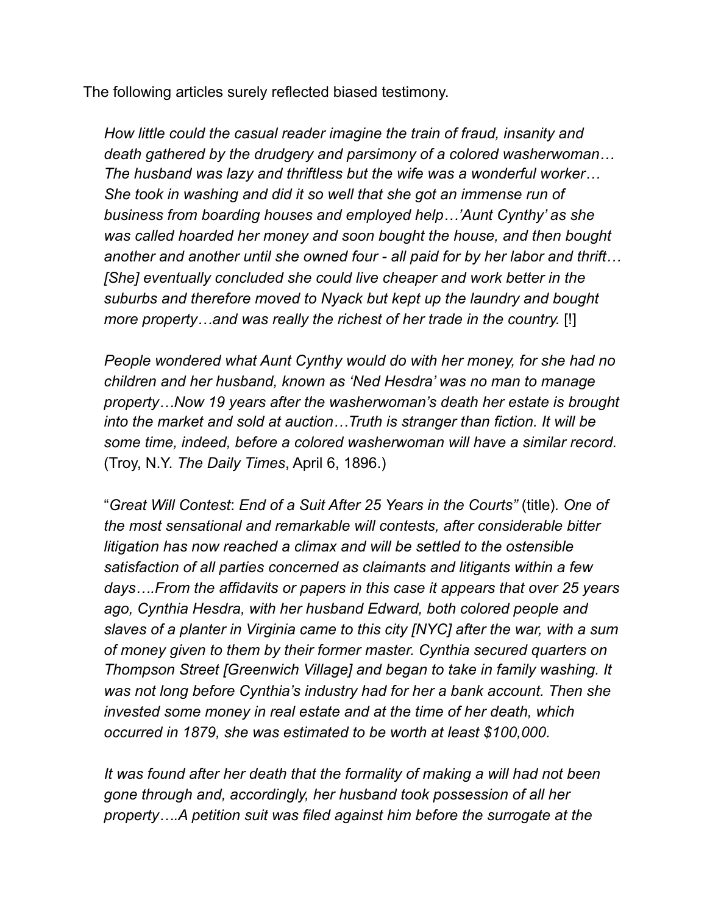The following articles surely reflected biased testimony.

> *How little could the casual reader imagine the train of fraud, insanity and death gathered by the drudgery and parsimony of a colored washerwoman… The husband was lazy and thriftless but the wife was a wonderful worker… She took in washing and did it so well that she got an immense run of business from boarding houses and employed help…'Aunt Cynthy' as she was called hoarded her money and soon bought the house, and then bought another and another until she owned four - all paid for by her labor and thrift…[She] eventually concluded she could live cheaper and work better in the suburbs and therefore moved to Nyack but kept up the laundry and bought more property…and was really the richest of her trade in the country.* [!]
>
> *People wondered what Aunt Cynthy would do with her money, for she had no children and her husband, known as 'Ned Hesdra' was no man to manage property…Now 19 years after the washerwoman's death her estate is brought into the market and sold at auction…Truth is stranger than fiction. It will be some time, indeed, before a colored washerwoman will have a similar record.* (Troy, N.Y. *The Daily Times*, April 6, 1896.)
>
> "*Great Will Contest*: *End of a Suit After 25 Years in the Courts"* (title). *One of the most sensational and remarkable will contests, after considerable bitter litigation has now reached a climax and will be settled to the ostensible satisfaction of all parties concerned as claimants and litigants within a few days….From the affidavits or papers in this case it appears that over 25 years ago, Cynthia Hesdra, with her husband Edward, both colored people and slaves of a planter in Virginia came to this city [NYC] after the war, with a sum of money given to them by their former master. Cynthia secured quarters on Thompson Street [Greenwich Village] and began to take in family washing. It was not long before Cynthia's industry had for her a bank account. Then she invested some money in real estate and at the time of her death, which occurred in 1879, she was estimated to be worth at least $100,000.*
>
> *It was found after her death that the formality of making a will had not been gone through and, accordingly, her husband took possession of all her property….A petition suit was filed against him before the surrogate at the*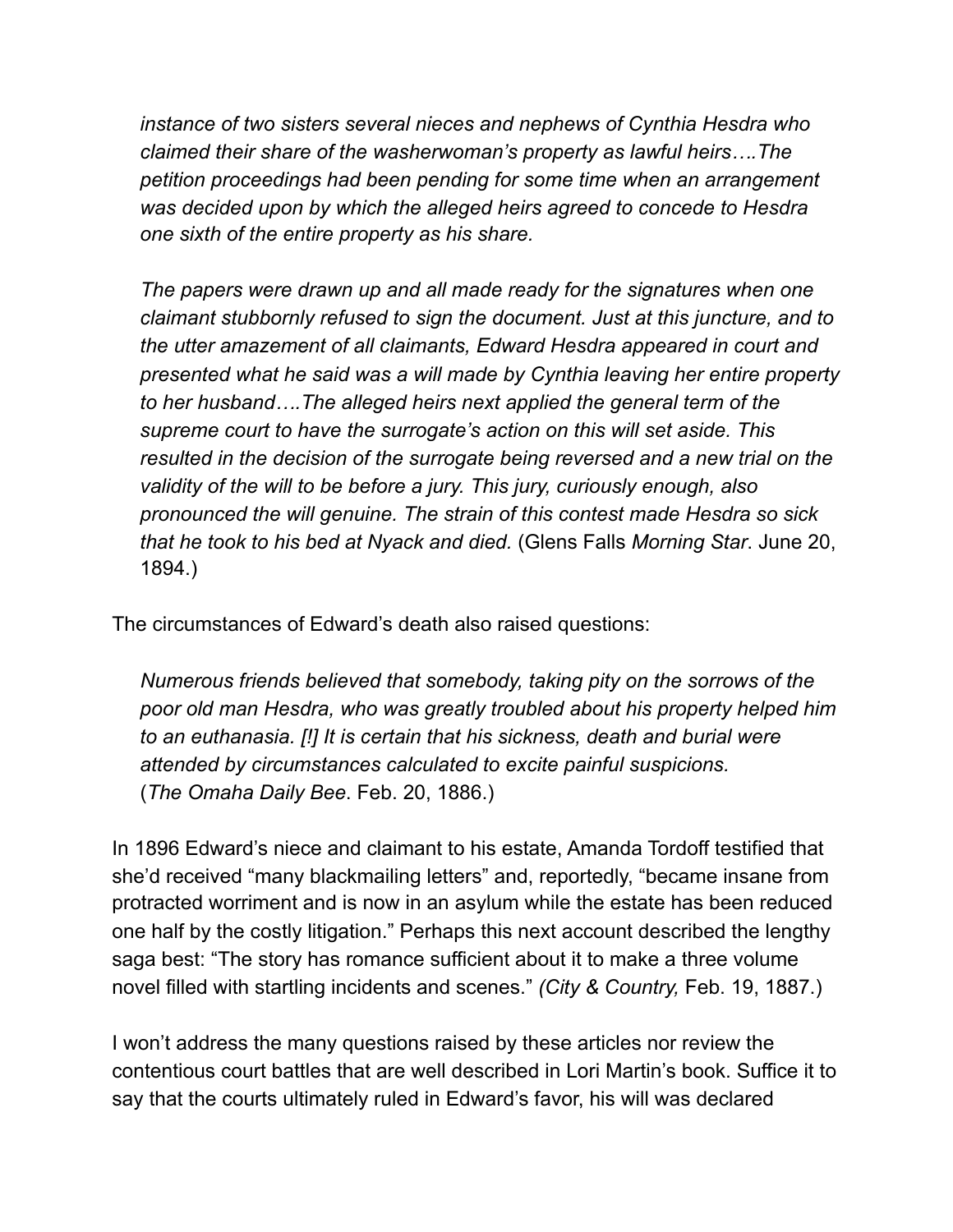> *instance of two sisters several nieces and nephews of Cynthia Hesdra who claimed their share of the washerwoman's property as lawful heirs….The petition proceedings had been pending for some time when an arrangement was decided upon by which the alleged heirs agreed to concede to Hesdra one sixth of the entire property as his share.*
>
> *The papers were drawn up and all made ready for the signatures when one claimant stubbornly refused to sign the document. Just at this juncture, and to the utter amazement of all claimants, Edward Hesdra appeared in court and presented what he said was a will made by Cynthia leaving her entire property to her husband….The alleged heirs next applied the general term of the supreme court to have the surrogate's action on this will set aside. This resulted in the decision of the surrogate being reversed and a new trial on the validity of the will to be before a jury. This jury, curiously enough, also pronounced the will genuine. The strain of this contest made Hesdra so sick that he took to his bed at Nyack and died.* (Glens Falls *Morning Star*. June 20, 1894.)

The circumstances of Edward's death also raised questions:

> *Numerous friends believed that somebody, taking pity on the sorrows of the poor old man Hesdra, who was greatly troubled about his property helped him to an euthanasia. [!] It is certain that his sickness, death and burial were attended by circumstances calculated to excite painful suspicions.* (*The Omaha Daily Bee*. Feb. 20, 1886.)

In 1896 Edward's niece and claimant to his estate, Amanda Tordoff testified that she'd received "many blackmailing letters" and, reportedly, "became insane from protracted worriment and is now in an asylum while the estate has been reduced one half by the costly litigation." Perhaps this next account described the lengthy saga best: "The story has romance sufficient about it to make a three volume novel filled with startling incidents and scenes." *(City & Country,* Feb. 19, 1887.)

I won't address the many questions raised by these articles nor review the contentious court battles that are well described in Lori Martin's book. Suffice it to say that the courts ultimately ruled in Edward's favor, his will was declared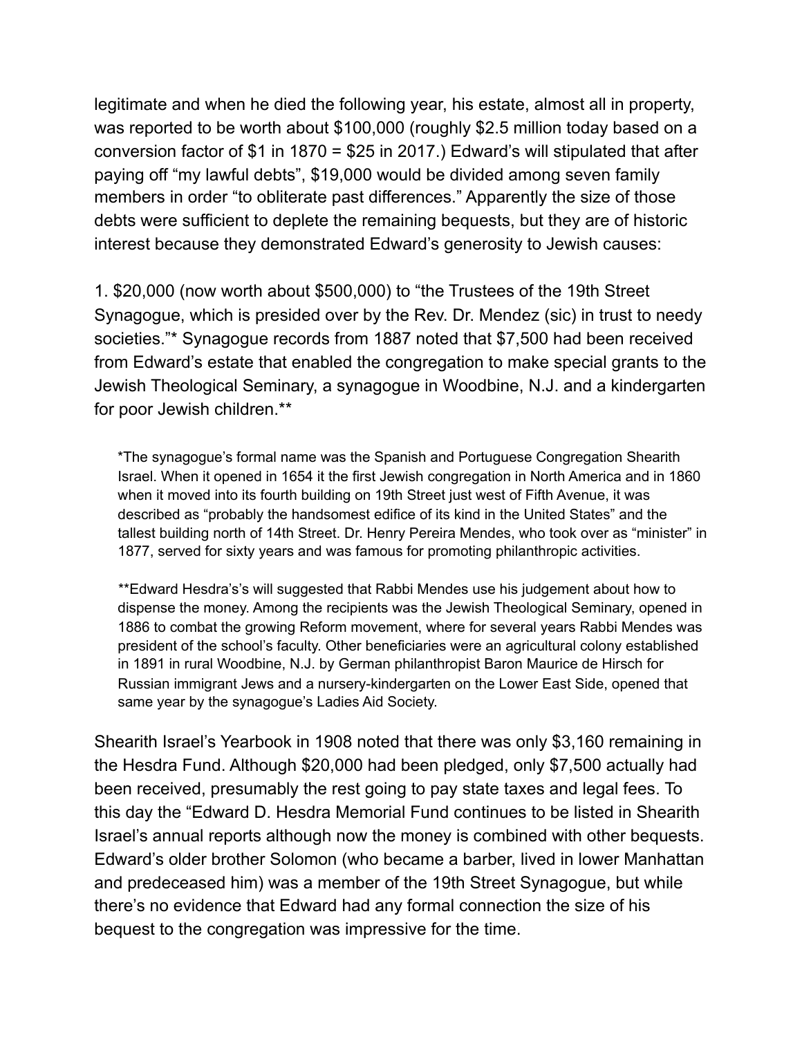legitimate and when he died the following year, his estate, almost all in property, was reported to be worth about $100,000 (roughly $2.5 million today based on a conversion factor of $1 in 1870 = $25 in 2017.) Edward's will stipulated that after paying off "my lawful debts", $19,000 would be divided among seven family members in order "to obliterate past differences." Apparently the size of those debts were sufficient to deplete the remaining bequests, but they are of historic interest because they demonstrated Edward's generosity to Jewish causes:

1. $20,000 (now worth about $500,000) to "the Trustees of the 19th Street Synagogue, which is presided over by the Rev. Dr. Mendez (sic) in trust to needy societies."* Synagogue records from 1887 noted that $7,500 had been received from Edward's estate that enabled the congregation to make special grants to the Jewish Theological Seminary, a synagogue in Woodbine, N.J. and a kindergarten for poor Jewish children.**

> *The synagogue's formal name was the Spanish and Portuguese Congregation Shearith Israel. When it opened in 1654 it the first Jewish congregation in North America and in 1860 when it moved into its fourth building on 19th Street just west of Fifth Avenue, it was described as "probably the handsomest edifice of its kind in the United States" and the tallest building north of 14th Street. Dr. Henry Pereira Mendes, who took over as "minister" in 1877, served for sixty years and was famous for promoting philanthropic activities.

> **Edward Hesdra's's will suggested that Rabbi Mendes use his judgement about how to dispense the money. Among the recipients was the Jewish Theological Seminary, opened in 1886 to combat the growing Reform movement, where for several years Rabbi Mendes was president of the school's faculty. Other beneficiaries were an agricultural colony established in 1891 in rural Woodbine, N.J. by German philanthropist Baron Maurice de Hirsch for Russian immigrant Jews and a nursery-kindergarten on the Lower East Side, opened that same year by the synagogue's Ladies Aid Society.

Shearith Israel's Yearbook in 1908 noted that there was only $3,160 remaining in the Hesdra Fund. Although $20,000 had been pledged, only $7,500 actually had been received, presumably the rest going to pay state taxes and legal fees. To this day the "Edward D. Hesdra Memorial Fund continues to be listed in Shearith Israel's annual reports although now the money is combined with other bequests. Edward's older brother Solomon (who became a barber, lived in lower Manhattan and predeceased him) was a member of the 19th Street Synagogue, but while there's no evidence that Edward had any formal connection the size of his bequest to the congregation was impressive for the time.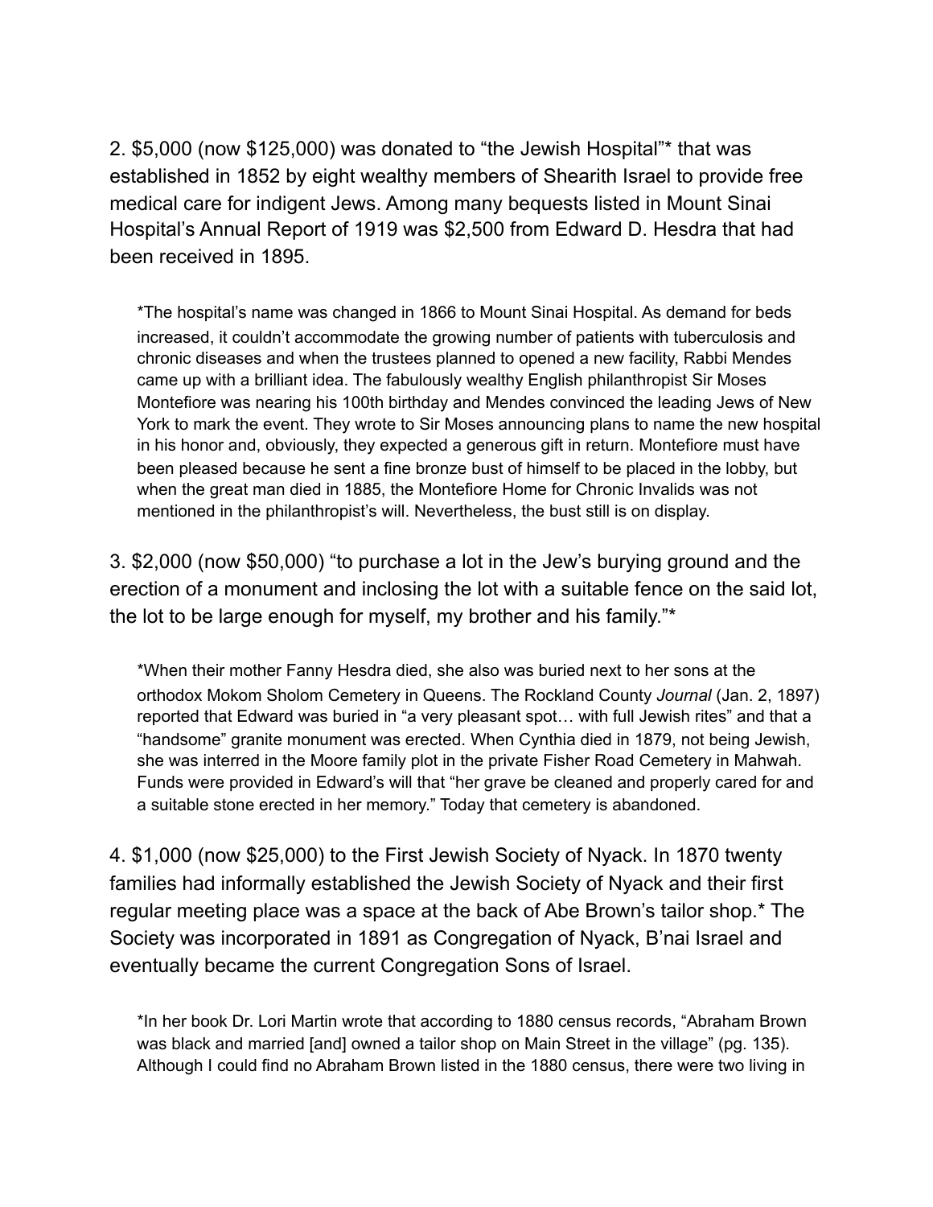2. $5,000 (now $125,000) was donated to “the Jewish Hospital”* that was established in 1852 by eight wealthy members of Shearith Israel to provide free medical care for indigent Jews. Among many bequests listed in Mount Sinai Hospital’s Annual Report of 1919 was $2,500 from Edward D. Hesdra that had been received in 1895.

> *The hospital’s name was changed in 1866 to Mount Sinai Hospital. As demand for beds increased, it couldn’t accommodate the growing number of patients with tuberculosis and chronic diseases and when the trustees planned to opened a new facility, Rabbi Mendes came up with a brilliant idea. The fabulously wealthy English philanthropist Sir Moses Montefiore was nearing his 100th birthday and Mendes convinced the leading Jews of New York to mark the event. They wrote to Sir Moses announcing plans to name the new hospital in his honor and, obviously, they expected a generous gift in return. Montefiore must have been pleased because he sent a fine bronze bust of himself to be placed in the lobby, but when the great man died in 1885, the Montefiore Home for Chronic Invalids was not mentioned in the philanthropist’s will. Nevertheless, the bust still is on display.

3. $2,000 (now $50,000) “to purchase a lot in the Jew’s burying ground and the erection of a monument and inclosing the lot with a suitable fence on the said lot, the lot to be large enough for myself, my brother and his family.”*

> *When their mother Fanny Hesdra died, she also was buried next to her sons at the orthodox Mokom Sholom Cemetery in Queens. The Rockland County *Journal* (Jan. 2, 1897) reported that Edward was buried in “a very pleasant spot… with full Jewish rites” and that a “handsome” granite monument was erected. When Cynthia died in 1879, not being Jewish, she was interred in the Moore family plot in the private Fisher Road Cemetery in Mahwah. Funds were provided in Edward’s will that “her grave be cleaned and properly cared for and a suitable stone erected in her memory.” Today that cemetery is abandoned.

4. $1,000 (now $25,000) to the First Jewish Society of Nyack. In 1870 twenty families had informally established the Jewish Society of Nyack and their first regular meeting place was a space at the back of Abe Brown’s tailor shop.* The Society was incorporated in 1891 as Congregation of Nyack, B’nai Israel and eventually became the current Congregation Sons of Israel.

> *In her book Dr. Lori Martin wrote that according to 1880 census records, “Abraham Brown was black and married [and] owned a tailor shop on Main Street in the village” (pg. 135). Although I could find no Abraham Brown listed in the 1880 census, there were two living in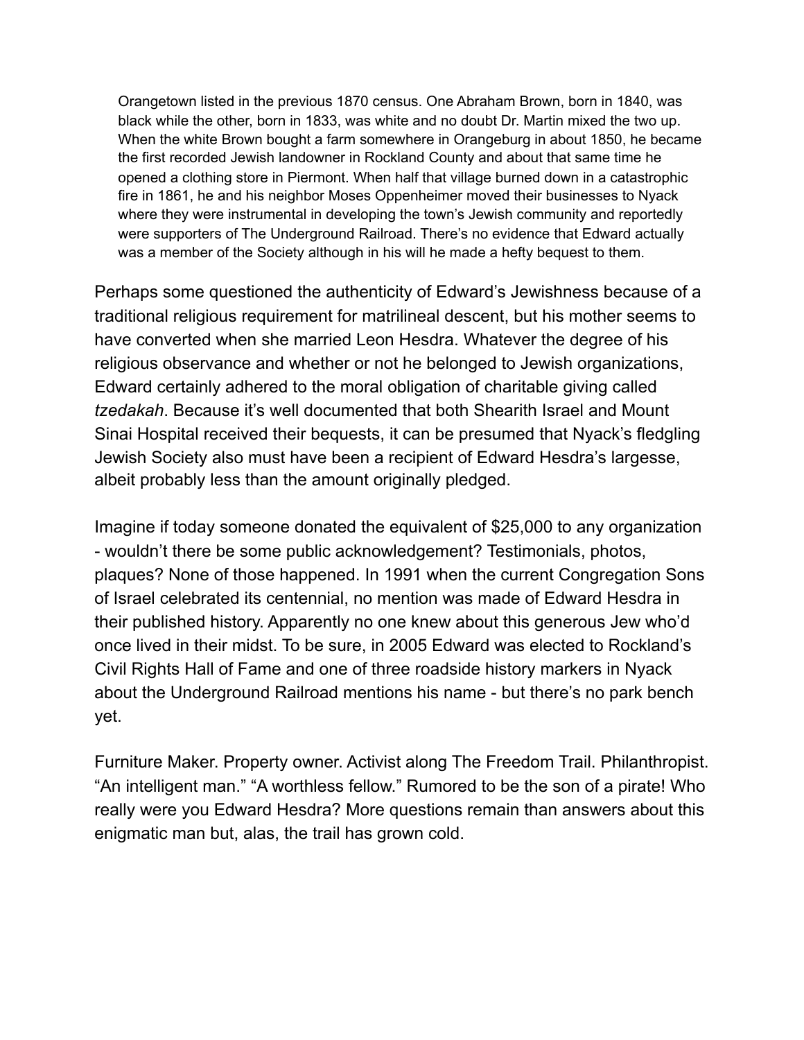> Orangetown listed in the previous 1870 census. One Abraham Brown, born in 1840, was black while the other, born in 1833, was white and no doubt Dr. Martin mixed the two up. When the white Brown bought a farm somewhere in Orangeburg in about 1850, he became the first recorded Jewish landowner in Rockland County and about that same time he opened a clothing store in Piermont. When half that village burned down in a catastrophic fire in 1861, he and his neighbor Moses Oppenheimer moved their businesses to Nyack where they were instrumental in developing the town's Jewish community and reportedly were supporters of The Underground Railroad. There's no evidence that Edward actually was a member of the Society although in his will he made a hefty bequest to them.

Perhaps some questioned the authenticity of Edward's Jewishness because of a traditional religious requirement for matrilineal descent, but his mother seems to have converted when she married Leon Hesdra. Whatever the degree of his religious observance and whether or not he belonged to Jewish organizations, Edward certainly adhered to the moral obligation of charitable giving called *tzedakah*. Because it's well documented that both Shearith Israel and Mount Sinai Hospital received their bequests, it can be presumed that Nyack's fledgling Jewish Society also must have been a recipient of Edward Hesdra's largesse, albeit probably less than the amount originally pledged.

Imagine if today someone donated the equivalent of $25,000 to any organization - wouldn't there be some public acknowledgement? Testimonials, photos, plaques? None of those happened. In 1991 when the current Congregation Sons of Israel celebrated its centennial, no mention was made of Edward Hesdra in their published history. Apparently no one knew about this generous Jew who'd once lived in their midst. To be sure, in 2005 Edward was elected to Rockland's Civil Rights Hall of Fame and one of three roadside history markers in Nyack about the Underground Railroad mentions his name - but there's no park bench yet.

Furniture Maker. Property owner. Activist along The Freedom Trail. Philanthropist. "An intelligent man." "A worthless fellow." Rumored to be the son of a pirate! Who really were you Edward Hesdra? More questions remain than answers about this enigmatic man but, alas, the trail has grown cold.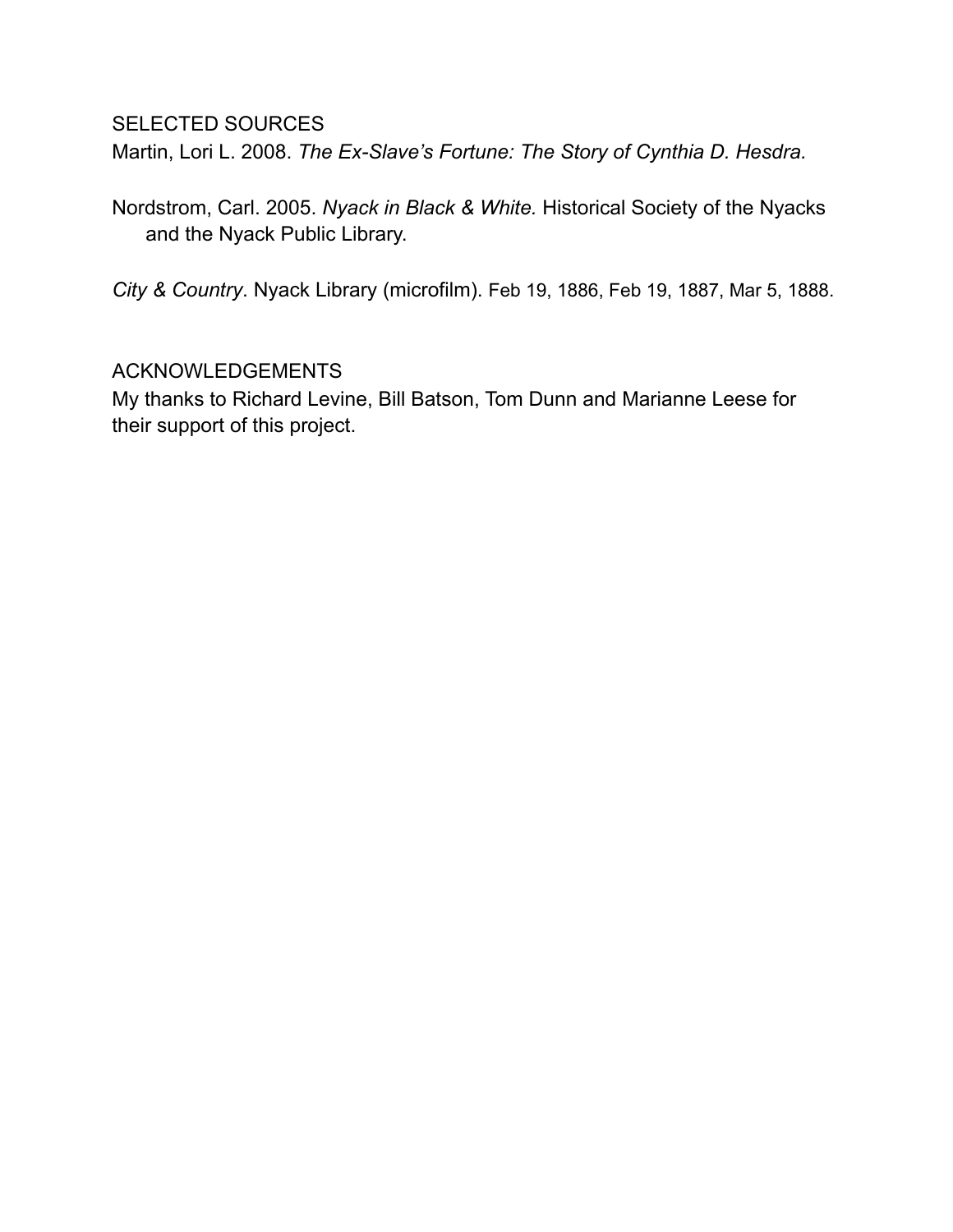## SELECTED SOURCES

Martin, Lori L. 2008. *The Ex-Slave's Fortune: The Story of Cynthia D. Hesdra.*

Nordstrom, Carl. 2005. *Nyack in Black & White.* Historical Society of the Nyacks and the Nyack Public Library.

*City & Country*. Nyack Library (microfilm). Feb 19, 1886, Feb 19, 1887, Mar 5, 1888.

## ACKNOWLEDGEMENTS

My thanks to Richard Levine, Bill Batson, Tom Dunn and Marianne Leese for their support of this project.